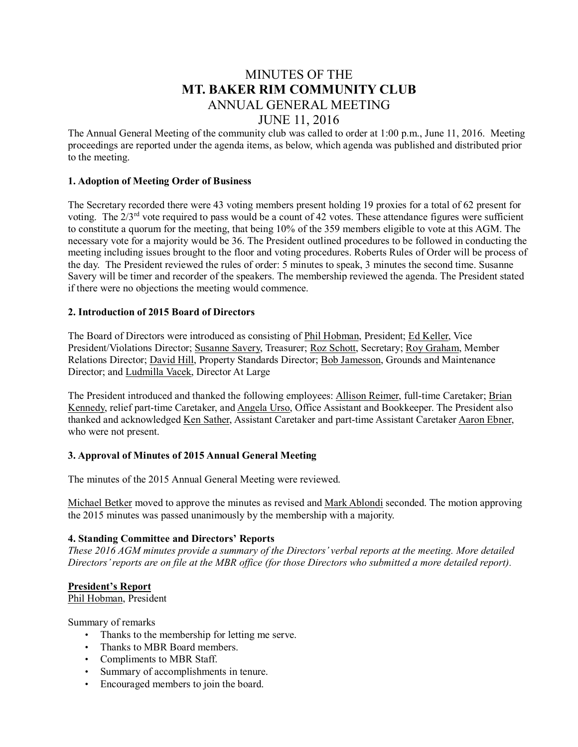# MINUTES OF THE
# MT. BAKER RIM COMMUNITY CLUB
# ANNUAL GENERAL MEETING
# JUNE 11, 2016

The Annual General Meeting of the community club was called to order at 1:00 p.m., June 11, 2016. Meeting proceedings are reported under the agenda items, as below, which agenda was published and distributed prior to the meeting.

### 1. Adoption of Meeting Order of Business

The Secretary recorded there were 43 voting members present holding 19 proxies for a total of 62 present for voting. The 2/3rd vote required to pass would be a count of 42 votes. These attendance figures were sufficient to constitute a quorum for the meeting, that being 10% of the 359 members eligible to vote at this AGM. The necessary vote for a majority would be 36. The President outlined procedures to be followed in conducting the meeting including issues brought to the floor and voting procedures. Roberts Rules of Order will be process of the day. The President reviewed the rules of order: 5 minutes to speak, 3 minutes the second time. Susanne Savery will be timer and recorder of the speakers. The membership reviewed the agenda. The President stated if there were no objections the meeting would commence.

### 2. Introduction of 2015 Board of Directors

The Board of Directors were introduced as consisting of Phil Hobman, President; Ed Keller, Vice President/Violations Director; Susanne Savery, Treasurer; Roz Schott, Secretary; Roy Graham, Member Relations Director; David Hill, Property Standards Director; Bob Jamesson, Grounds and Maintenance Director; and Ludmilla Vacek, Director At Large

The President introduced and thanked the following employees: Allison Reimer, full-time Caretaker; Brian Kennedy, relief part-time Caretaker, and Angela Urso, Office Assistant and Bookkeeper. The President also thanked and acknowledged Ken Sather, Assistant Caretaker and part-time Assistant Caretaker Aaron Ebner, who were not present.

### 3. Approval of Minutes of 2015 Annual General Meeting

The minutes of the 2015 Annual General Meeting were reviewed.

Michael Betker moved to approve the minutes as revised and Mark Ablondi seconded. The motion approving the 2015 minutes was passed unanimously by the membership with a majority.

### 4. Standing Committee and Directors' Reports

*These 2016 AGM minutes provide a summary of the Directors' verbal reports at the meeting. More detailed Directors' reports are on file at the MBR office (for those Directors who submitted a more detailed report).*

**President's Report**

Phil Hobman, President

Summary of remarks

- Thanks to the membership for letting me serve.
- Thanks to MBR Board members.
- Compliments to MBR Staff.
- Summary of accomplishments in tenure.
- Encouraged members to join the board.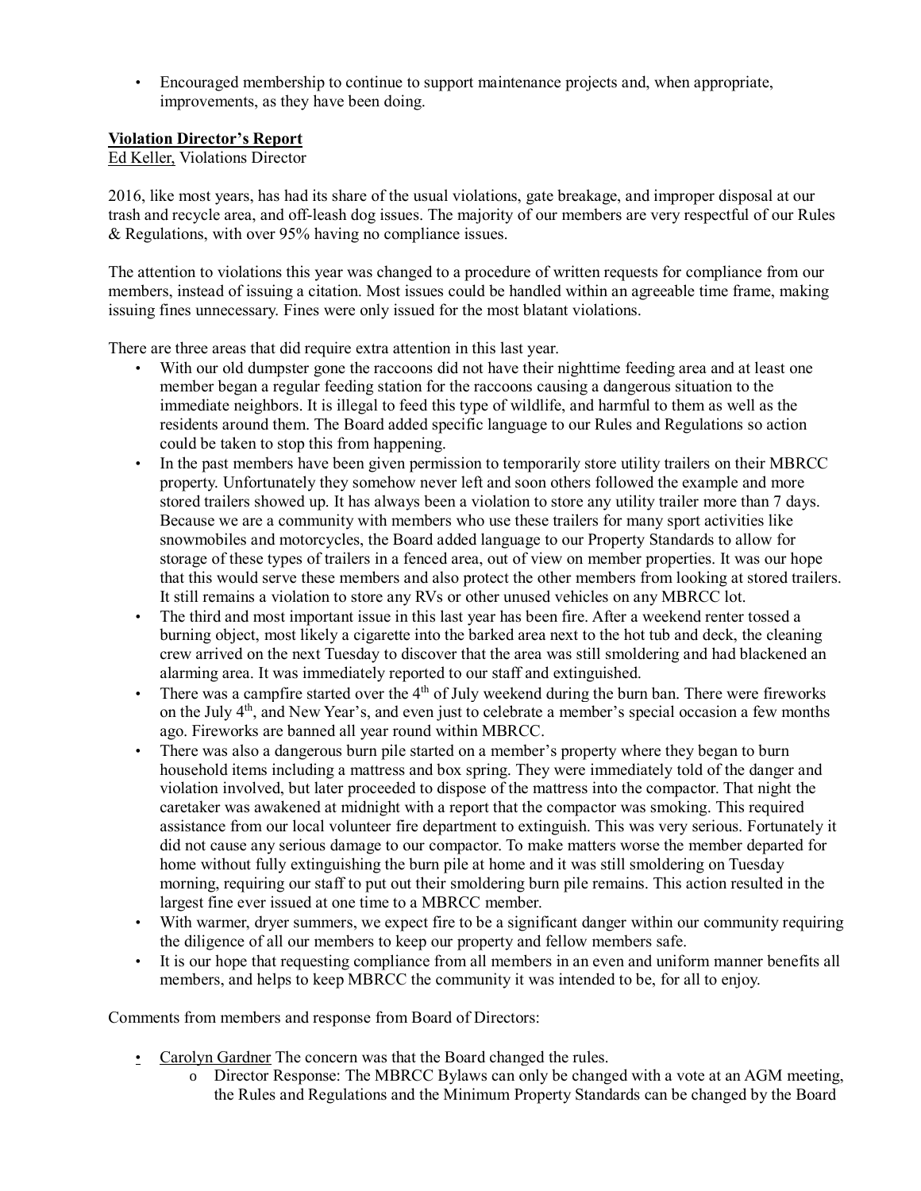- Encouraged membership to continue to support maintenance projects and, when appropriate, improvements, as they have been doing.

**Violation Director's Report**

Ed Keller, Violations Director

2016, like most years, has had its share of the usual violations, gate breakage, and improper disposal at our trash and recycle area, and off-leash dog issues. The majority of our members are very respectful of our Rules & Regulations, with over 95% having no compliance issues.

The attention to violations this year was changed to a procedure of written requests for compliance from our members, instead of issuing a citation. Most issues could be handled within an agreeable time frame, making issuing fines unnecessary. Fines were only issued for the most blatant violations.

There are three areas that did require extra attention in this last year.

- With our old dumpster gone the raccoons did not have their nighttime feeding area and at least one member began a regular feeding station for the raccoons causing a dangerous situation to the immediate neighbors. It is illegal to feed this type of wildlife, and harmful to them as well as the residents around them. The Board added specific language to our Rules and Regulations so action could be taken to stop this from happening.
- In the past members have been given permission to temporarily store utility trailers on their MBRCC property. Unfortunately they somehow never left and soon others followed the example and more stored trailers showed up. It has always been a violation to store any utility trailer more than 7 days. Because we are a community with members who use these trailers for many sport activities like snowmobiles and motorcycles, the Board added language to our Property Standards to allow for storage of these types of trailers in a fenced area, out of view on member properties. It was our hope that this would serve these members and also protect the other members from looking at stored trailers. It still remains a violation to store any RVs or other unused vehicles on any MBRCC lot.
- The third and most important issue in this last year has been fire. After a weekend renter tossed a burning object, most likely a cigarette into the barked area next to the hot tub and deck, the cleaning crew arrived on the next Tuesday to discover that the area was still smoldering and had blackened an alarming area. It was immediately reported to our staff and extinguished.
- There was a campfire started over the 4th of July weekend during the burn ban. There were fireworks on the July 4th, and New Year's, and even just to celebrate a member's special occasion a few months ago. Fireworks are banned all year round within MBRCC.
- There was also a dangerous burn pile started on a member's property where they began to burn household items including a mattress and box spring. They were immediately told of the danger and violation involved, but later proceeded to dispose of the mattress into the compactor. That night the caretaker was awakened at midnight with a report that the compactor was smoking. This required assistance from our local volunteer fire department to extinguish. This was very serious. Fortunately it did not cause any serious damage to our compactor. To make matters worse the member departed for home without fully extinguishing the burn pile at home and it was still smoldering on Tuesday morning, requiring our staff to put out their smoldering burn pile remains. This action resulted in the largest fine ever issued at one time to a MBRCC member.
- With warmer, dryer summers, we expect fire to be a significant danger within our community requiring the diligence of all our members to keep our property and fellow members safe.
- It is our hope that requesting compliance from all members in an even and uniform manner benefits all members, and helps to keep MBRCC the community it was intended to be, for all to enjoy.

Comments from members and response from Board of Directors:

- Carolyn Gardner The concern was that the Board changed the rules.
  - Director Response: The MBRCC Bylaws can only be changed with a vote at an AGM meeting, the Rules and Regulations and the Minimum Property Standards can be changed by the Board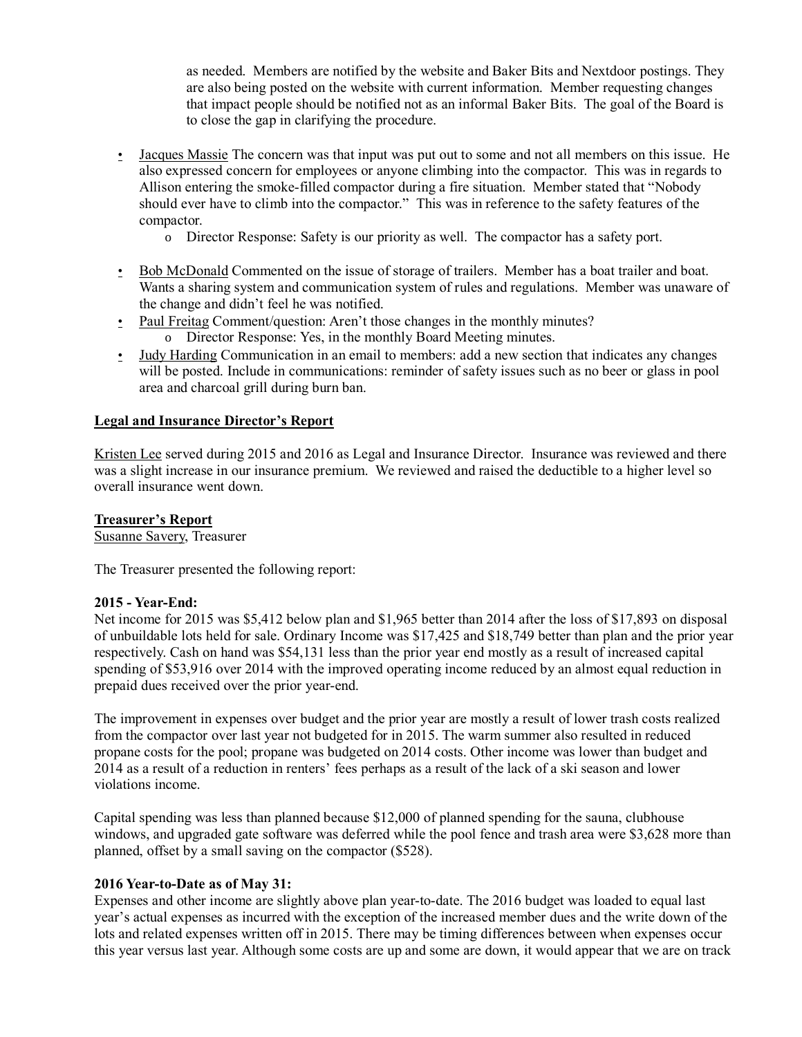as needed. Members are notified by the website and Baker Bits and Nextdoor postings. They are also being posted on the website with current information. Member requesting changes that impact people should be notified not as an informal Baker Bits. The goal of the Board is to close the gap in clarifying the procedure.

- Jacques Massie The concern was that input was put out to some and not all members on this issue. He also expressed concern for employees or anyone climbing into the compactor. This was in regards to Allison entering the smoke-filled compactor during a fire situation. Member stated that "Nobody should ever have to climb into the compactor." This was in reference to the safety features of the compactor.
    - Director Response: Safety is our priority as well. The compactor has a safety port.
- Bob McDonald Commented on the issue of storage of trailers. Member has a boat trailer and boat. Wants a sharing system and communication system of rules and regulations. Member was unaware of the change and didn't feel he was notified.
- Paul Freitag Comment/question: Aren't those changes in the monthly minutes?
    - Director Response: Yes, in the monthly Board Meeting minutes.
- Judy Harding Communication in an email to members: add a new section that indicates any changes will be posted. Include in communications: reminder of safety issues such as no beer or glass in pool area and charcoal grill during burn ban.

**Legal and Insurance Director's Report**

Kristen Lee served during 2015 and 2016 as Legal and Insurance Director. Insurance was reviewed and there was a slight increase in our insurance premium. We reviewed and raised the deductible to a higher level so overall insurance went down.

**Treasurer's Report**

Susanne Savery, Treasurer

The Treasurer presented the following report:

**2015 - Year-End:**

Net income for 2015 was $5,412 below plan and $1,965 better than 2014 after the loss of $17,893 on disposal of unbuildable lots held for sale. Ordinary Income was $17,425 and $18,749 better than plan and the prior year respectively. Cash on hand was $54,131 less than the prior year end mostly as a result of increased capital spending of $53,916 over 2014 with the improved operating income reduced by an almost equal reduction in prepaid dues received over the prior year-end.

The improvement in expenses over budget and the prior year are mostly a result of lower trash costs realized from the compactor over last year not budgeted for in 2015. The warm summer also resulted in reduced propane costs for the pool; propane was budgeted on 2014 costs. Other income was lower than budget and 2014 as a result of a reduction in renters' fees perhaps as a result of the lack of a ski season and lower violations income.

Capital spending was less than planned because $12,000 of planned spending for the sauna, clubhouse windows, and upgraded gate software was deferred while the pool fence and trash area were $3,628 more than planned, offset by a small saving on the compactor ($528).

**2016 Year-to-Date as of May 31:**

Expenses and other income are slightly above plan year-to-date. The 2016 budget was loaded to equal last year's actual expenses as incurred with the exception of the increased member dues and the write down of the lots and related expenses written off in 2015. There may be timing differences between when expenses occur this year versus last year. Although some costs are up and some are down, it would appear that we are on track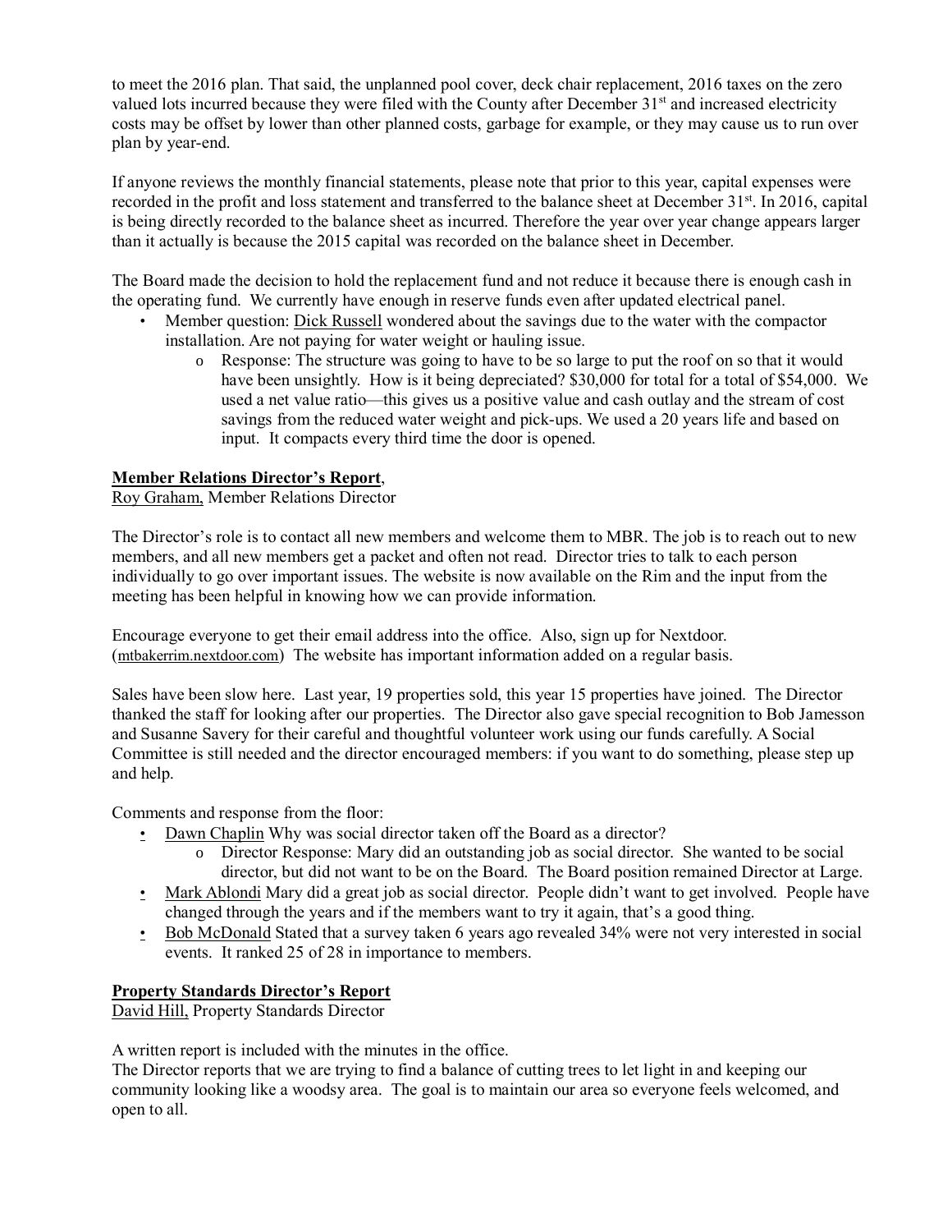to meet the 2016 plan. That said, the unplanned pool cover, deck chair replacement, 2016 taxes on the zero valued lots incurred because they were filed with the County after December 31st and increased electricity costs may be offset by lower than other planned costs, garbage for example, or they may cause us to run over plan by year-end.

If anyone reviews the monthly financial statements, please note that prior to this year, capital expenses were recorded in the profit and loss statement and transferred to the balance sheet at December 31st. In 2016, capital is being directly recorded to the balance sheet as incurred. Therefore the year over year change appears larger than it actually is because the 2015 capital was recorded on the balance sheet in December.

The Board made the decision to hold the replacement fund and not reduce it because there is enough cash in the operating fund. We currently have enough in reserve funds even after updated electrical panel.

- Member question: <u>Dick Russell</u> wondered about the savings due to the water with the compactor installation. Are not paying for water weight or hauling issue.
  - Response: The structure was going to have to be so large to put the roof on so that it would have been unsightly. How is it being depreciated? $30,000 for total for a total of $54,000. We used a net value ratio—this gives us a positive value and cash outlay and the stream of cost savings from the reduced water weight and pick-ups. We used a 20 years life and based on input. It compacts every third time the door is opened.

**<u>Member Relations Director's Report</u>**,
<u>Roy Graham,</u> Member Relations Director

The Director's role is to contact all new members and welcome them to MBR. The job is to reach out to new members, and all new members get a packet and often not read. Director tries to talk to each person individually to go over important issues. The website is now available on the Rim and the input from the meeting has been helpful in knowing how we can provide information.

Encourage everyone to get their email address into the office. Also, sign up for Nextdoor. (<u>mtbakerrim.nextdoor.com</u>) The website has important information added on a regular basis.

Sales have been slow here. Last year, 19 properties sold, this year 15 properties have joined. The Director thanked the staff for looking after our properties. The Director also gave special recognition to Bob Jamesson and Susanne Savery for their careful and thoughtful volunteer work using our funds carefully. A Social Committee is still needed and the director encouraged members: if you want to do something, please step up and help.

Comments and response from the floor:

- <u>Dawn Chaplin</u> Why was social director taken off the Board as a director?
  - Director Response: Mary did an outstanding job as social director. She wanted to be social director, but did not want to be on the Board. The Board position remained Director at Large.
- <u>Mark Ablondi</u> Mary did a great job as social director. People didn't want to get involved. People have changed through the years and if the members want to try it again, that's a good thing.
- <u>Bob McDonald</u> Stated that a survey taken 6 years ago revealed 34% were not very interested in social events. It ranked 25 of 28 in importance to members.

**<u>Property Standards Director's Report</u>**
<u>David Hill,</u> Property Standards Director

A written report is included with the minutes in the office.
The Director reports that we are trying to find a balance of cutting trees to let light in and keeping our community looking like a woodsy area. The goal is to maintain our area so everyone feels welcomed, and open to all.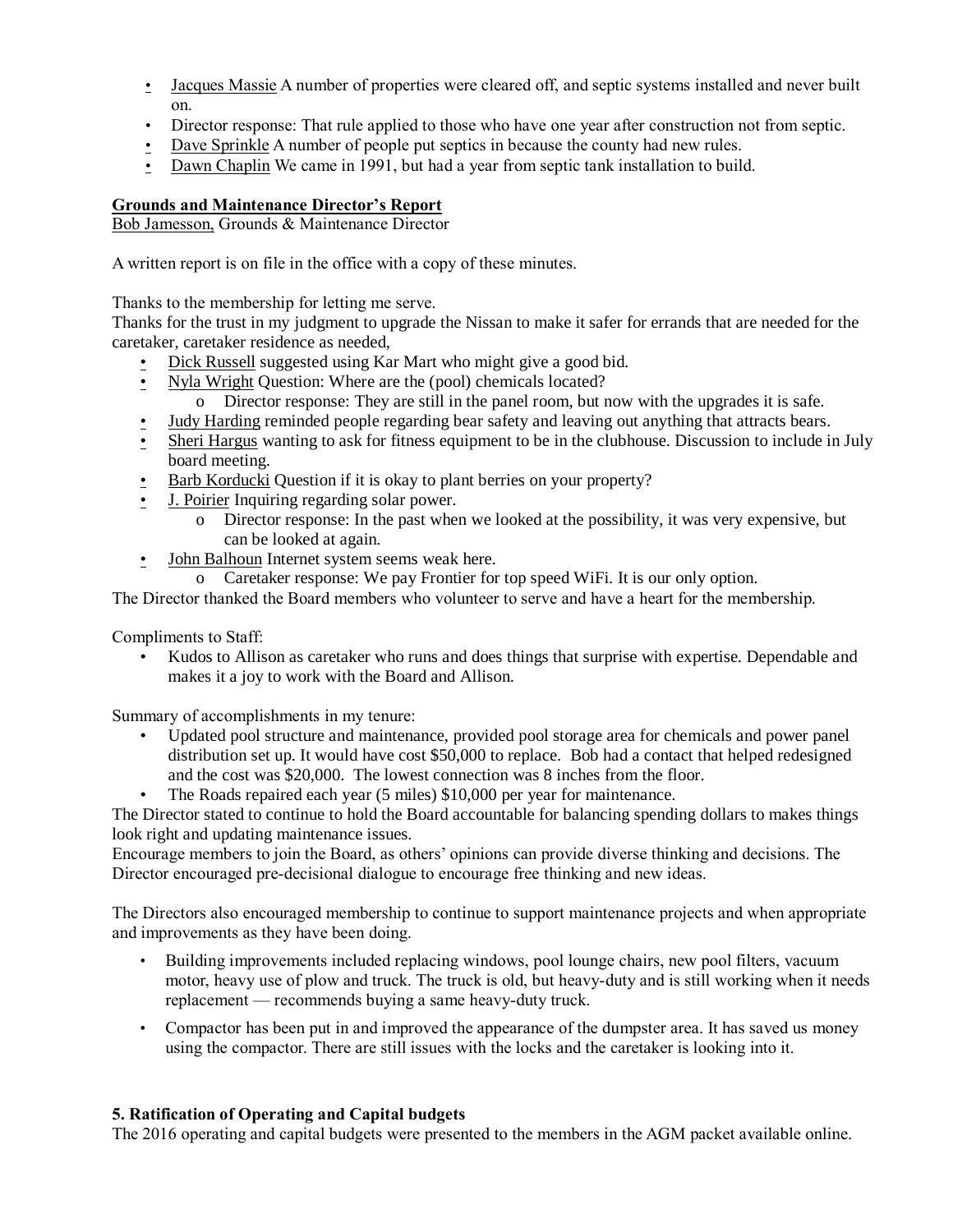- Jacques Massie A number of properties were cleared off, and septic systems installed and never built on.
- Director response: That rule applied to those who have one year after construction not from septic.
- Dave Sprinkle A number of people put septics in because the county had new rules.
- Dawn Chaplin We came in 1991, but had a year from septic tank installation to build.

**Grounds and Maintenance Director's Report**

Bob Jamesson, Grounds & Maintenance Director

A written report is on file in the office with a copy of these minutes.

Thanks to the membership for letting me serve.

Thanks for the trust in my judgment to upgrade the Nissan to make it safer for errands that are needed for the caretaker, caretaker residence as needed,

- Dick Russell suggested using Kar Mart who might give a good bid.
- Nyla Wright Question: Where are the (pool) chemicals located?
  - Director response: They are still in the panel room, but now with the upgrades it is safe.
- Judy Harding reminded people regarding bear safety and leaving out anything that attracts bears.
- Sheri Hargus wanting to ask for fitness equipment to be in the clubhouse. Discussion to include in July board meeting.
- Barb Korducki Question if it is okay to plant berries on your property?
- J. Poirier Inquiring regarding solar power.
  - Director response: In the past when we looked at the possibility, it was very expensive, but can be looked at again.
- John Balhoun Internet system seems weak here.
  - Caretaker response: We pay Frontier for top speed WiFi. It is our only option.

The Director thanked the Board members who volunteer to serve and have a heart for the membership.

Compliments to Staff:

- Kudos to Allison as caretaker who runs and does things that surprise with expertise. Dependable and makes it a joy to work with the Board and Allison.

Summary of accomplishments in my tenure:

- Updated pool structure and maintenance, provided pool storage area for chemicals and power panel distribution set up. It would have cost $50,000 to replace. Bob had a contact that helped redesigned and the cost was $20,000. The lowest connection was 8 inches from the floor.
- The Roads repaired each year (5 miles) $10,000 per year for maintenance.

The Director stated to continue to hold the Board accountable for balancing spending dollars to makes things look right and updating maintenance issues.

Encourage members to join the Board, as others' opinions can provide diverse thinking and decisions. The Director encouraged pre-decisional dialogue to encourage free thinking and new ideas.

The Directors also encouraged membership to continue to support maintenance projects and when appropriate and improvements as they have been doing.

- Building improvements included replacing windows, pool lounge chairs, new pool filters, vacuum motor, heavy use of plow and truck. The truck is old, but heavy-duty and is still working when it needs replacement — recommends buying a same heavy-duty truck.
- Compactor has been put in and improved the appearance of the dumpster area. It has saved us money using the compactor. There are still issues with the locks and the caretaker is looking into it.

**5. Ratification of Operating and Capital budgets**

The 2016 operating and capital budgets were presented to the members in the AGM packet available online.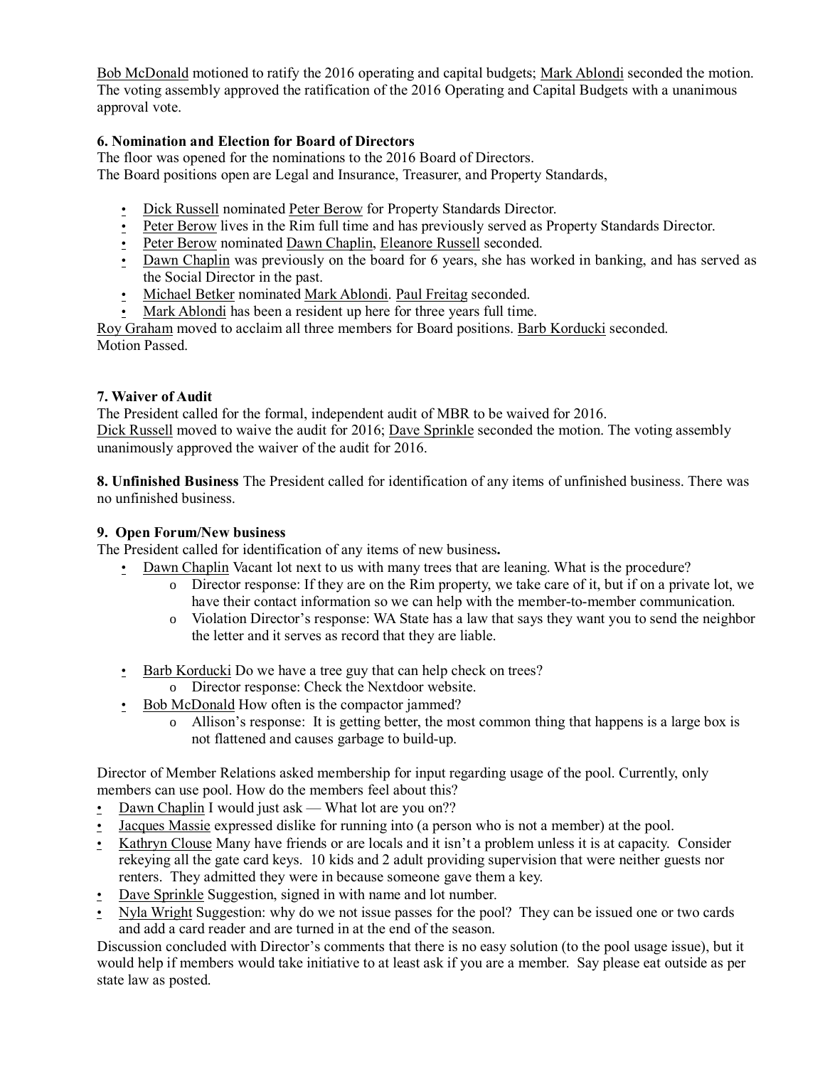Bob McDonald motioned to ratify the 2016 operating and capital budgets; Mark Ablondi seconded the motion. The voting assembly approved the ratification of the 2016 Operating and Capital Budgets with a unanimous approval vote.

**6. Nomination and Election for Board of Directors**

The floor was opened for the nominations to the 2016 Board of Directors.
The Board positions open are Legal and Insurance, Treasurer, and Property Standards,

- Dick Russell nominated Peter Berow for Property Standards Director.
- Peter Berow lives in the Rim full time and has previously served as Property Standards Director.
- Peter Berow nominated Dawn Chaplin, Eleanore Russell seconded.
- Dawn Chaplin was previously on the board for 6 years, she has worked in banking, and has served as the Social Director in the past.
- Michael Betker nominated Mark Ablondi. Paul Freitag seconded.
- Mark Ablondi has been a resident up here for three years full time.

Roy Graham moved to acclaim all three members for Board positions. Barb Korducki seconded.
Motion Passed.

**7. Waiver of Audit**

The President called for the formal, independent audit of MBR to be waived for 2016.
Dick Russell moved to waive the audit for 2016; Dave Sprinkle seconded the motion. The voting assembly unanimously approved the waiver of the audit for 2016.

**8. Unfinished Business** The President called for identification of any items of unfinished business. There was no unfinished business.

**9. Open Forum/New business**

The President called for identification of any items of new business.

- Dawn Chaplin Vacant lot next to us with many trees that are leaning. What is the procedure?
  - Director response: If they are on the Rim property, we take care of it, but if on a private lot, we have their contact information so we can help with the member-to-member communication.
  - Violation Director's response: WA State has a law that says they want you to send the neighbor the letter and it serves as record that they are liable.
- Barb Korducki Do we have a tree guy that can help check on trees?
  - Director response: Check the Nextdoor website.
- Bob McDonald How often is the compactor jammed?
  - Allison's response: It is getting better, the most common thing that happens is a large box is not flattened and causes garbage to build-up.

Director of Member Relations asked membership for input regarding usage of the pool. Currently, only members can use pool. How do the members feel about this?

- Dawn Chaplin I would just ask — What lot are you on??
- Jacques Massie expressed dislike for running into (a person who is not a member) at the pool.
- Kathryn Clouse Many have friends or are locals and it isn't a problem unless it is at capacity. Consider rekeying all the gate card keys. 10 kids and 2 adult providing supervision that were neither guests nor renters. They admitted they were in because someone gave them a key.
- Dave Sprinkle Suggestion, signed in with name and lot number.
- Nyla Wright Suggestion: why do we not issue passes for the pool? They can be issued one or two cards and add a card reader and are turned in at the end of the season.

Discussion concluded with Director's comments that there is no easy solution (to the pool usage issue), but it would help if members would take initiative to at least ask if you are a member. Say please eat outside as per state law as posted.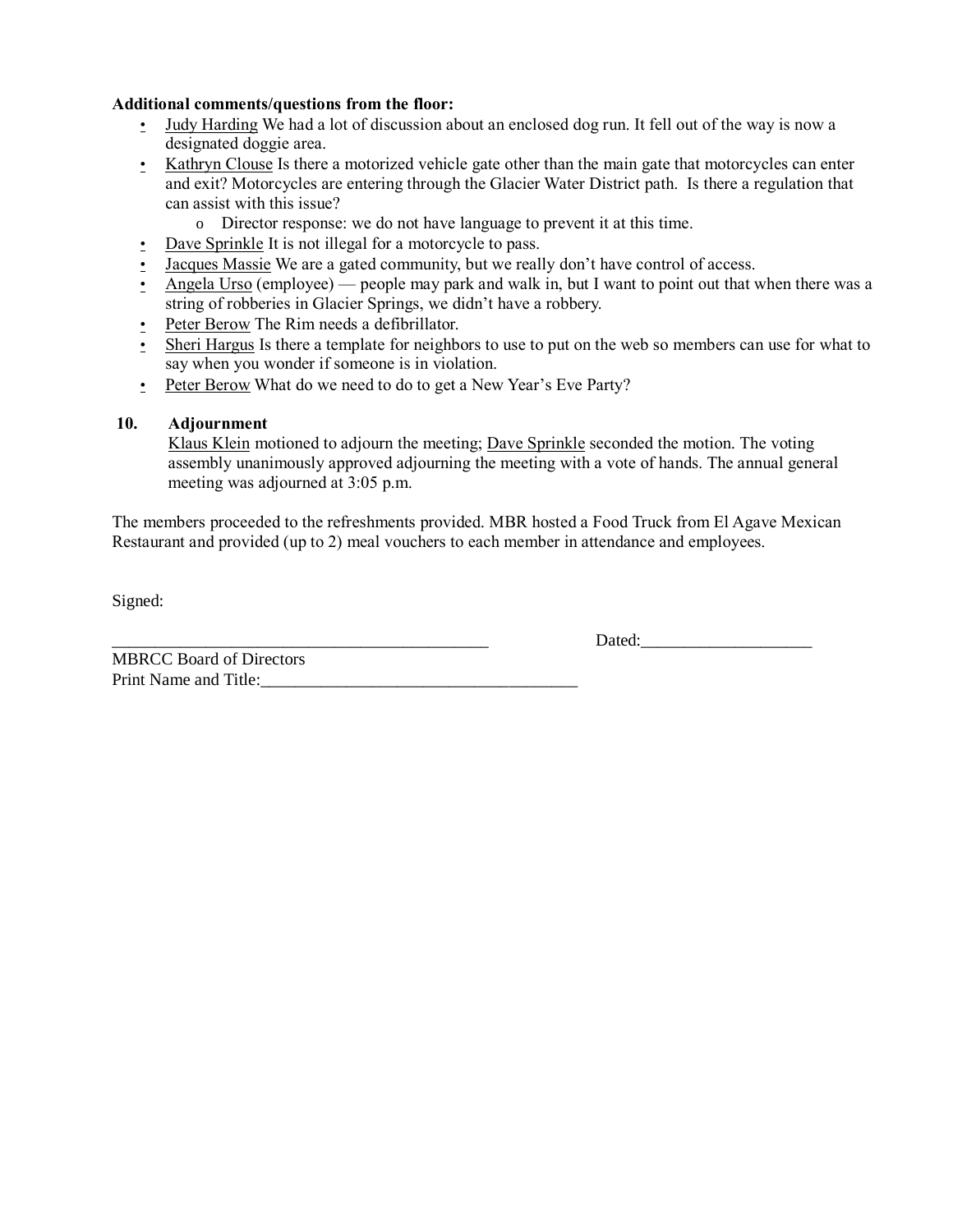**Additional comments/questions from the floor:**

- Judy Harding We had a lot of discussion about an enclosed dog run. It fell out of the way is now a designated doggie area.
- Kathryn Clouse Is there a motorized vehicle gate other than the main gate that motorcycles can enter and exit? Motorcycles are entering through the Glacier Water District path. Is there a regulation that can assist with this issue?
  - Director response: we do not have language to prevent it at this time.
- Dave Sprinkle It is not illegal for a motorcycle to pass.
- Jacques Massie We are a gated community, but we really don't have control of access.
- Angela Urso (employee) — people may park and walk in, but I want to point out that when there was a string of robberies in Glacier Springs, we didn't have a robbery.
- Peter Berow The Rim needs a defibrillator.
- Sheri Hargus Is there a template for neighbors to use to put on the web so members can use for what to say when you wonder if someone is in violation.
- Peter Berow What do we need to do to get a New Year's Eve Party?

**10. Adjournment**

Klaus Klein motioned to adjourn the meeting; Dave Sprinkle seconded the motion. The voting assembly unanimously approved adjourning the meeting with a vote of hands. The annual general meeting was adjourned at 3:05 p.m.

The members proceeded to the refreshments provided. MBR hosted a Food Truck from El Agave Mexican Restaurant and provided (up to 2) meal vouchers to each member in attendance and employees.

Signed:

_______________________________________________ Dated:____________________

MBRCC Board of Directors
Print Name and Title:______________________________________